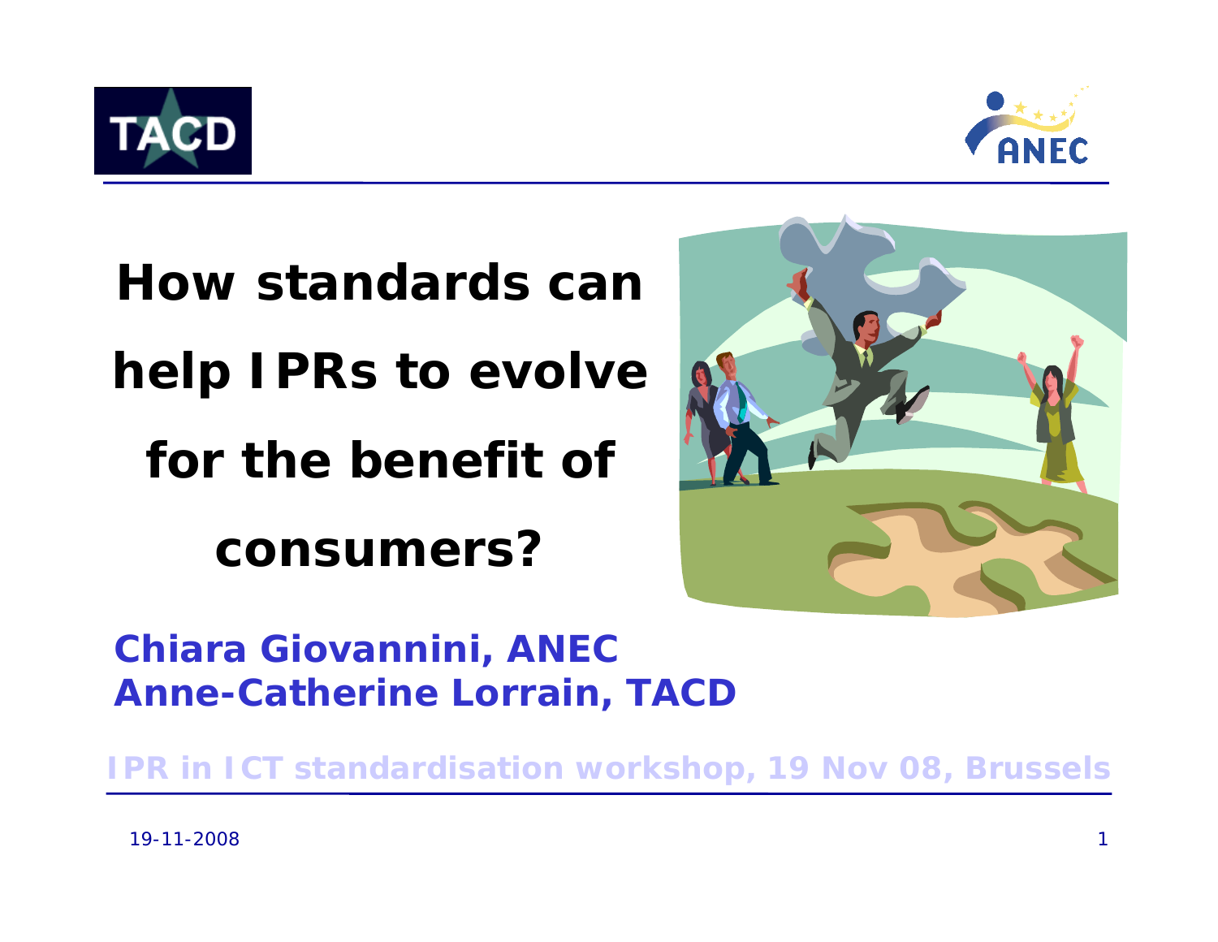# How standards can help IPRs to evolve for the benefit of consumers?

**Chiara Giovannini, ANEC**
**Anne-Catherine Lorrain, TACD**

**IPR in ICT standardisation workshop, 19 Nov 08, Brussels**

19-11-2008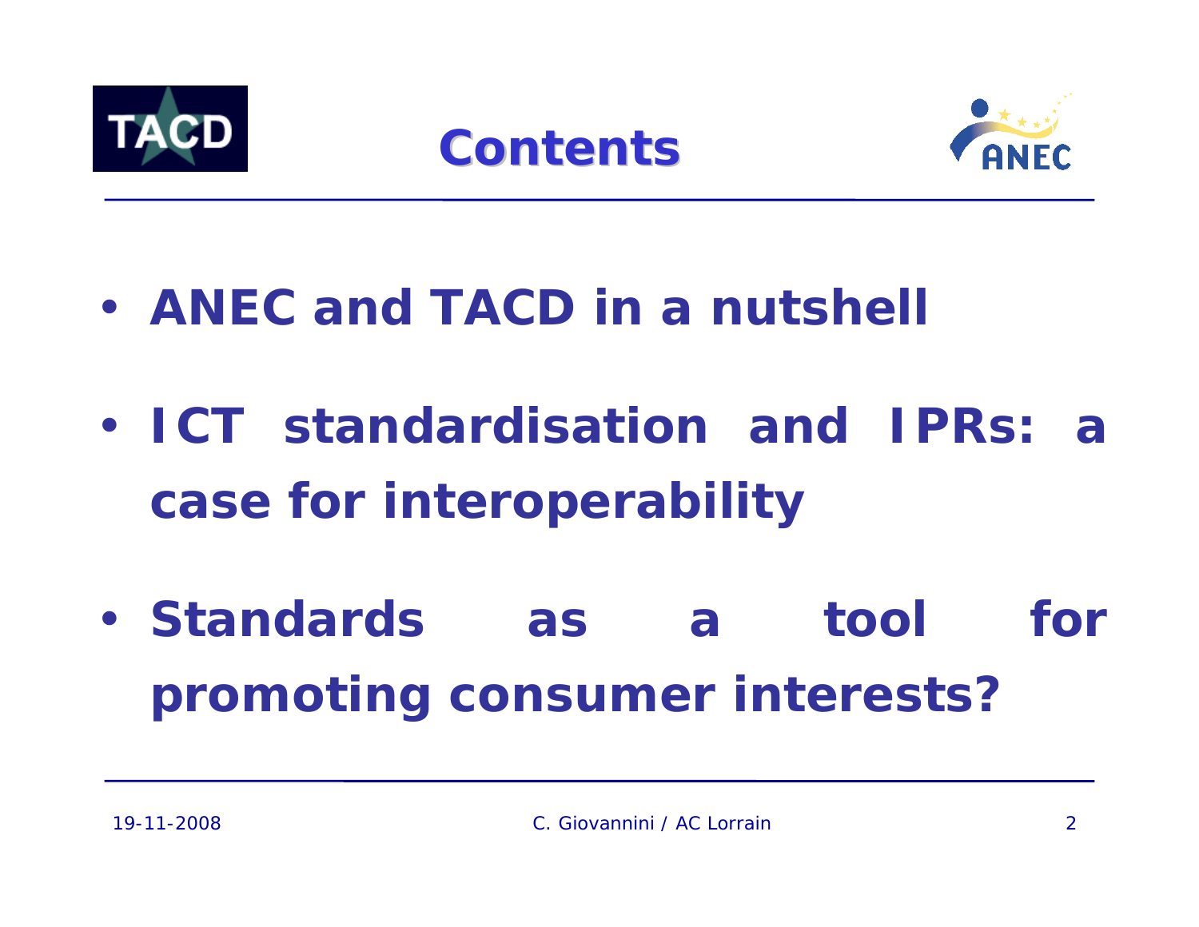# Contents

- **ANEC and TACD in a nutshell**
- **ICT standardisation and IPRs: a case for interoperability**
- **Standards as a tool for promoting consumer interests?**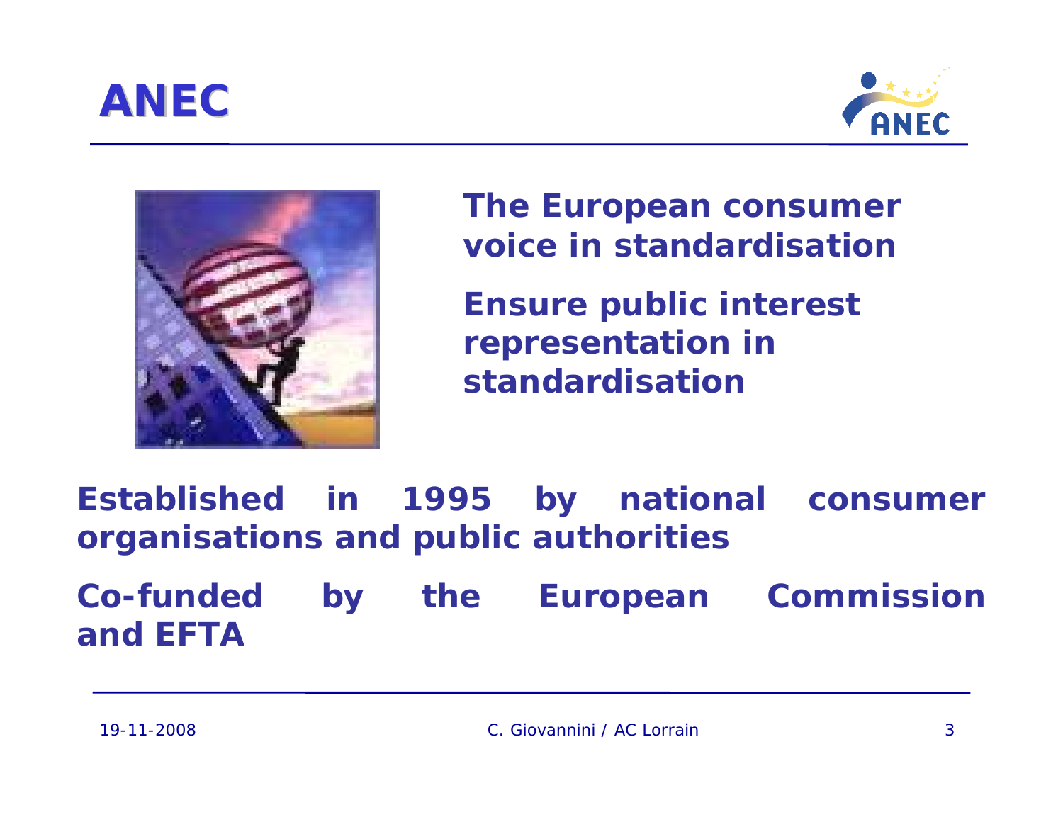# ANEC

**The European consumer voice in standardisation**

**Ensure public interest representation in standardisation**

**Established in 1995 by national consumer organisations and public authorities**

**Co-funded by the European Commission and EFTA**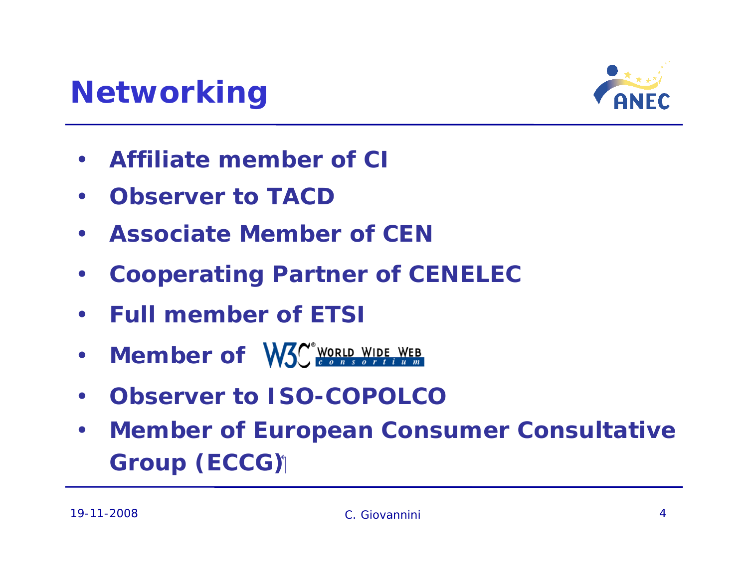# Networking

- Affiliate member of CI
- Observer to TACD
- Associate Member of CEN
- Cooperating Partner of CENELEC
- Full member of ETSI
- Member of W3C World Wide Web Consortium
- Observer to ISO-COPOLCO
- Member of European Consumer Consultative Group (ECCG)

19-11-2008 C. Giovannini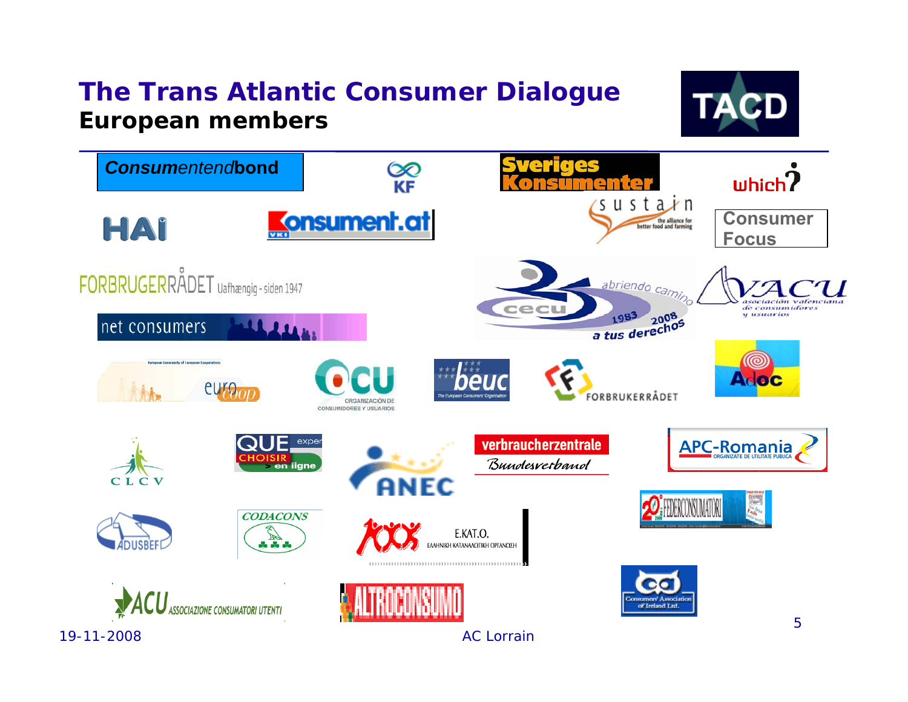# The Trans Atlantic Consumer Dialogue

## European members

Consumentenbond

KF

Sveriges Konsumenter

which?

HAI

Konsument.at

sustain — the alliance for better food and farming

Consumer Focus

FORBRUGERRÅDET Uafhængig - siden 1947

net consumers

cecu — abriendo camino — 1983 2008 — a tus derechos

AVACU — asociación valenciana de consumidores y usuarios

euro coop — European Community of Consumer Cooperatives

OCU — ORGANIZACIÓN DE CONSUMIDORES Y USUARIOS

beuc — The European Consumers' Organisation

FORBRUKERRÅDET

Adoc

CLCV

QUE CHOISIR en ligne

ANEC

verbraucherzentrale Bundesverband

APC-Romania — ORGANIZATIE DE UTILITATE PUBLICA

FEDERCONSUMATORI

ADUSBEF

CODACONS

E.KAT.O. — ΕΛΛΗΝΙΚΗ ΚΑΤΑΝΑΛΩΤΙΚΗ ΟΡΓΑΝΩΣΗ

ACU — ASSOCIAZIONE CONSUMATORI UTENTI

ALTROCONSUMO

Consumers' Association of Ireland Ltd.

19-11-2008 AC Lorrain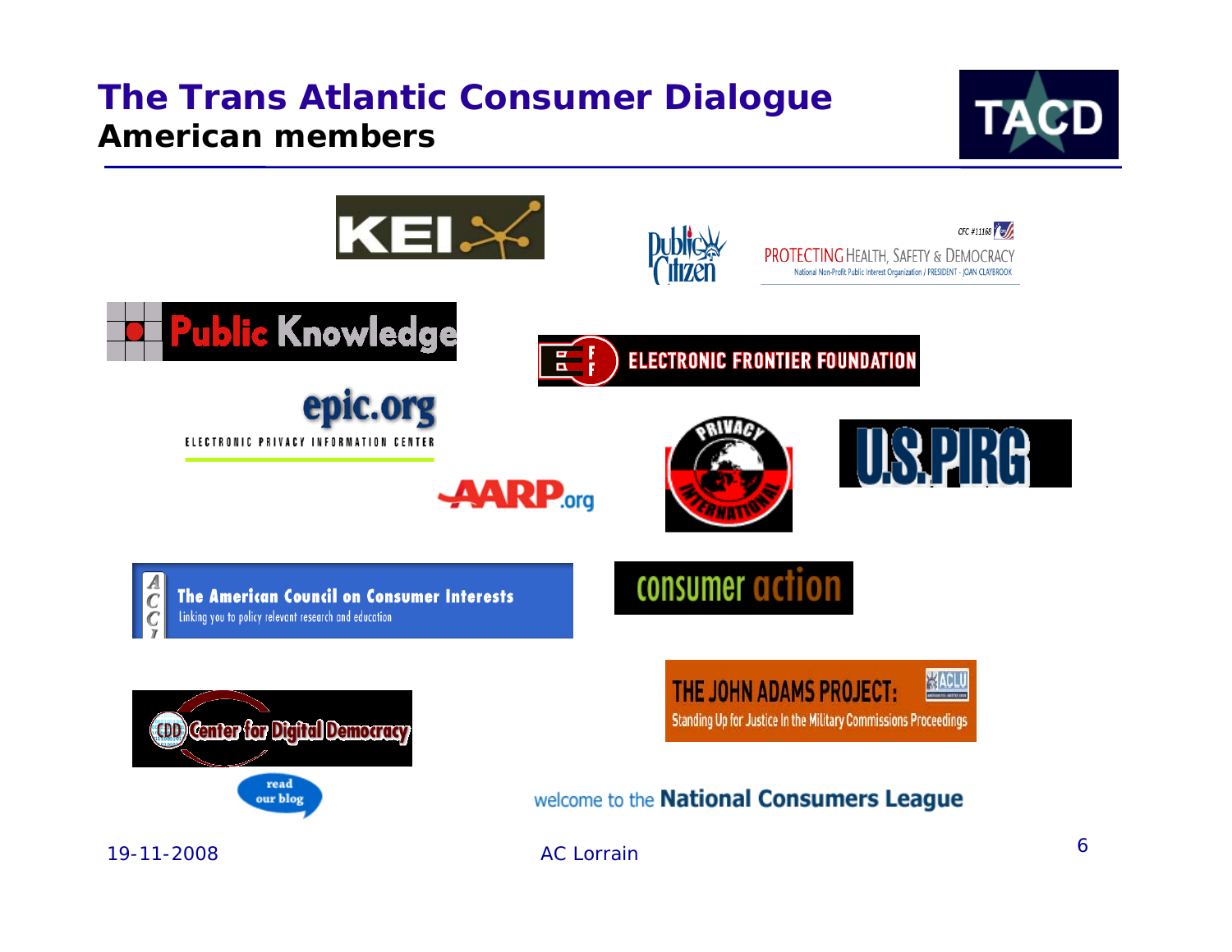# The Trans Atlantic Consumer Dialogue

## American members

TACD

KEI

Public Citizen

CFC #11168

PROTECTING HEALTH, SAFETY & DEMOCRACY

National Non-Profit Public Interest Organization / PRESIDENT - JOAN CLAYBROOK

Public Knowledge

ELECTRONIC FRONTIER FOUNDATION

epic.org

ELECTRONIC PRIVACY INFORMATION CENTER

PRIVACY INTERNATIONAL

U.S.PIRG

AARP.org

ACCI The American Council on Consumer Interests

Linking you to policy relevant research and education

consumer action

CDD Center for Digital Democracy

read our blog

THE JOHN ADAMS PROJECT: ACLU

Standing Up for Justice In the Military Commissions Proceedings

welcome to the **National Consumers League**

19-11-2008 AC Lorrain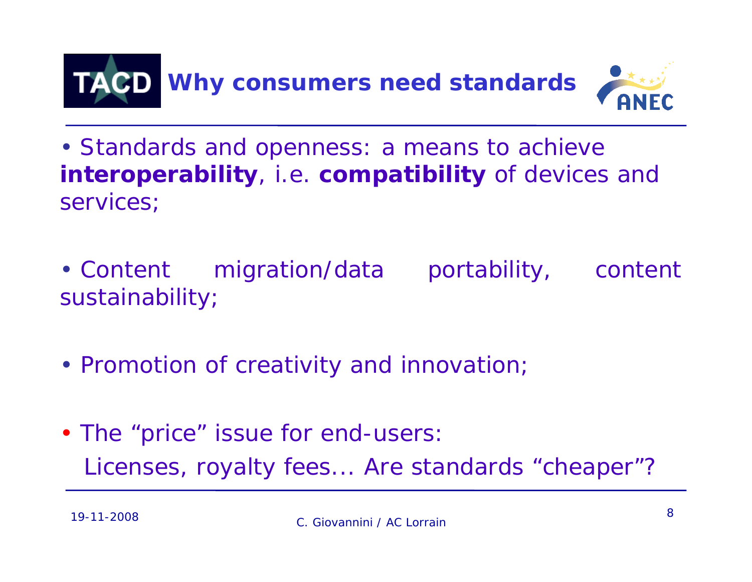# Why consumers need standards

- Standards and openness: a means to achieve **interoperability**, i.e. **compatibility** of devices and services;

- Content migration/data portability, content sustainability;

- Promotion of creativity and innovation;

- The "price" issue for end-users:
  Licenses, royalty fees… Are standards "cheaper"?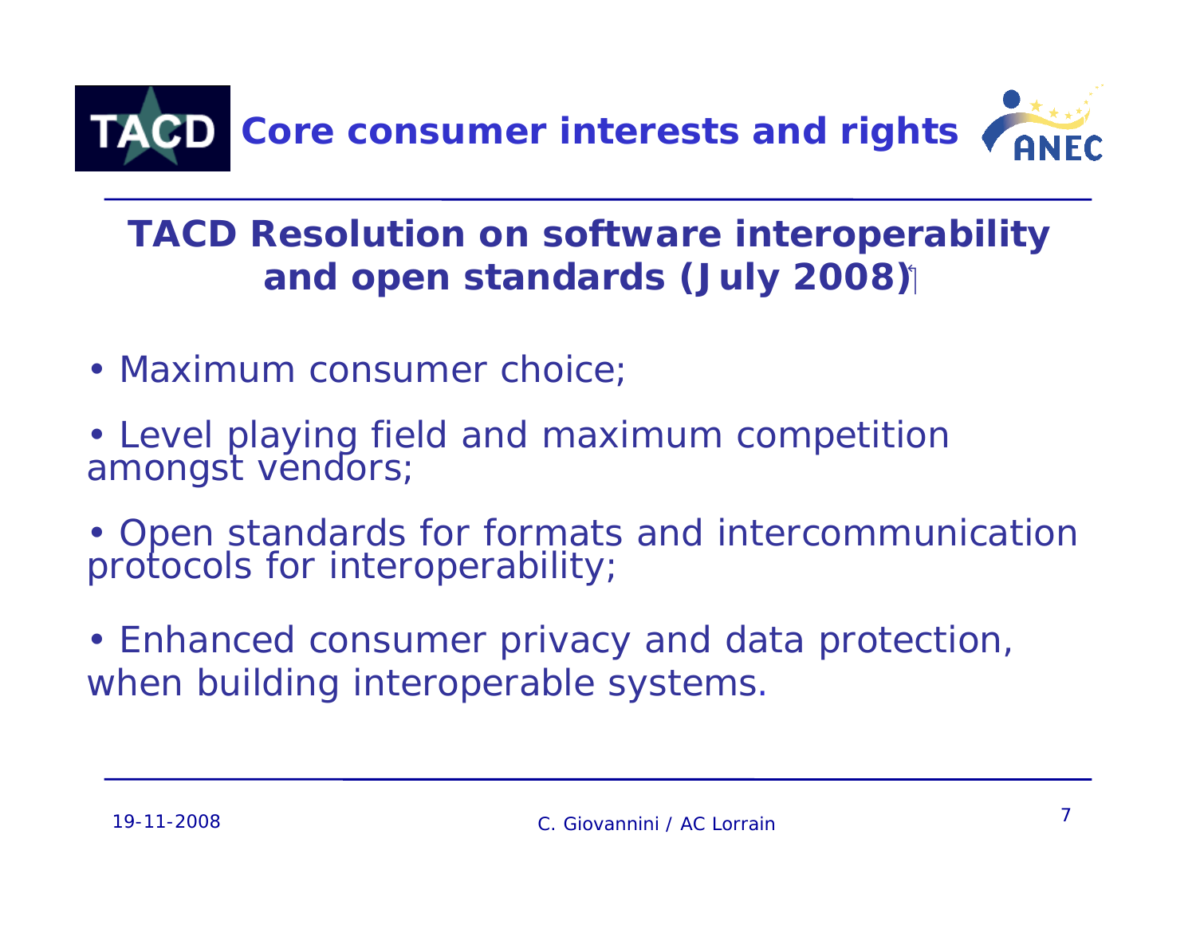# Core consumer interests and rights

## TACD Resolution on software interoperability and open standards (July 2008)

- Maximum consumer choice;
- Level playing field and maximum competition amongst vendors;
- Open standards for formats and intercommunication protocols for interoperability;
- Enhanced consumer privacy and data protection, when building interoperable systems.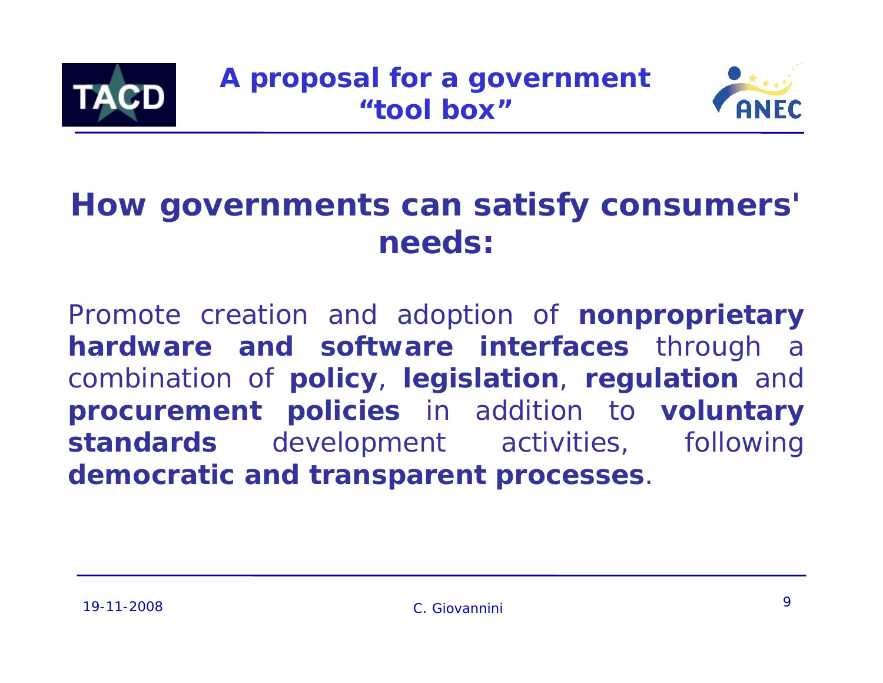# A proposal for a government "tool box"

## How governments can satisfy consumers' needs:

Promote creation and adoption of **nonproprietary hardware and software interfaces** through a combination of **policy**, **legislation**, **regulation** and **procurement policies** in addition to **voluntary standards** development activities, following **democratic and transparent processes**.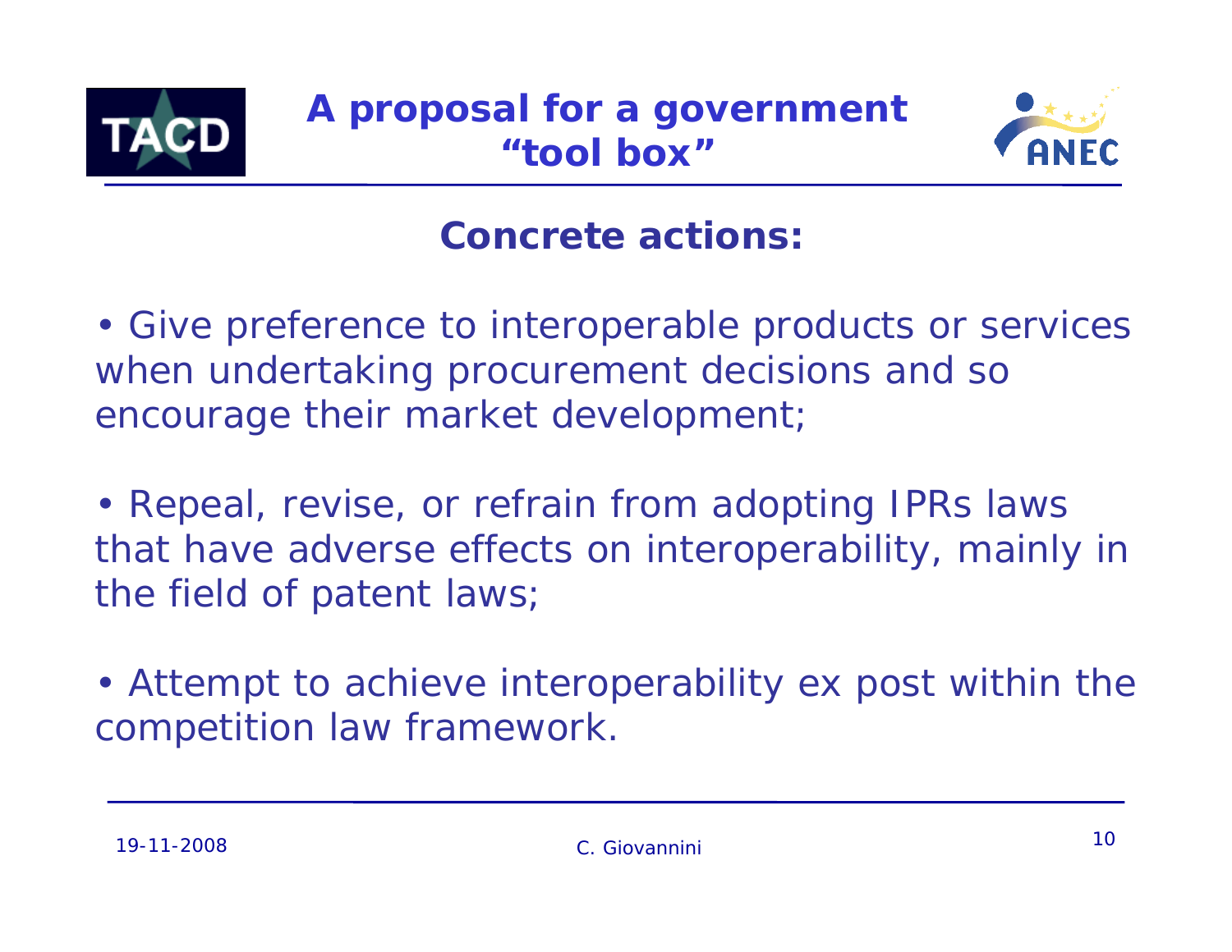# A proposal for a government "tool box"

## Concrete actions:

- Give preference to interoperable products or services when undertaking procurement decisions and so encourage their market development;

- Repeal, revise, or refrain from adopting IPRs laws that have adverse effects on interoperability, mainly in the field of patent laws;

- Attempt to achieve interoperability ex post within the competition law framework.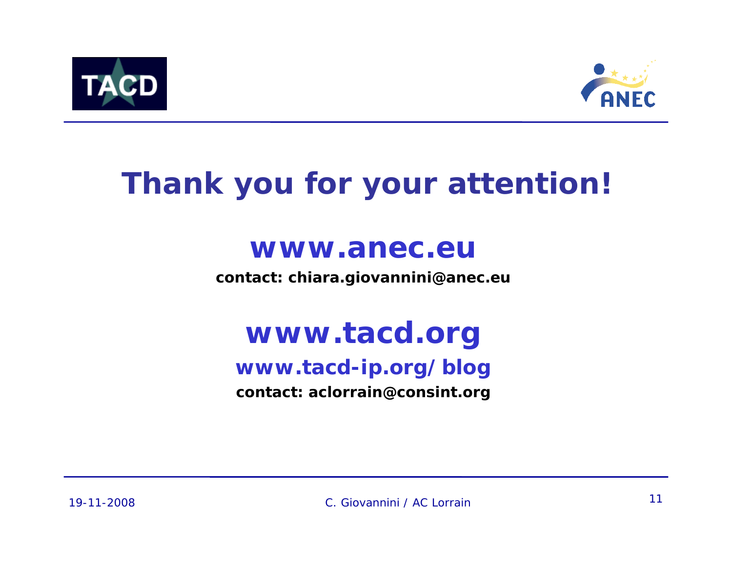TACD

ANEC

# Thank you for your attention!

## www.anec.eu

**contact: chiara.giovannini@anec.eu**

## www.tacd.org

### www.tacd-ip.org/ blog

**contact: aclorrain@consint.org**

19-11-2008

C. Giovannini / AC Lorrain